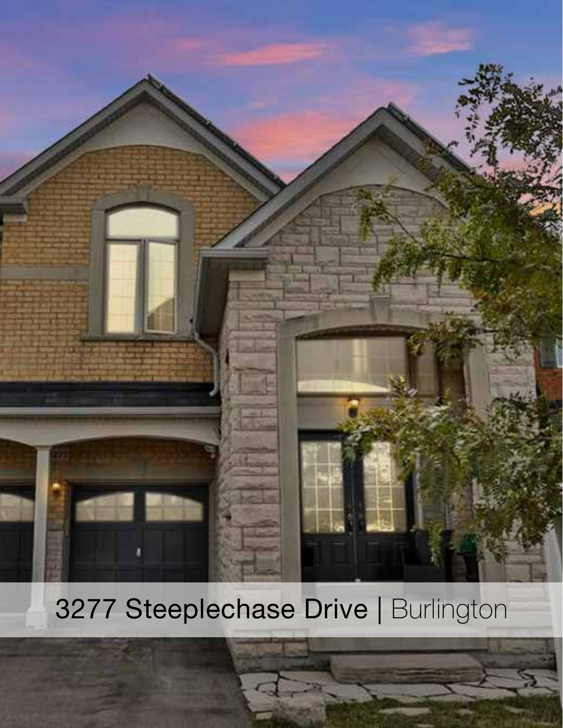3277 Steeplechase Drive | Burlington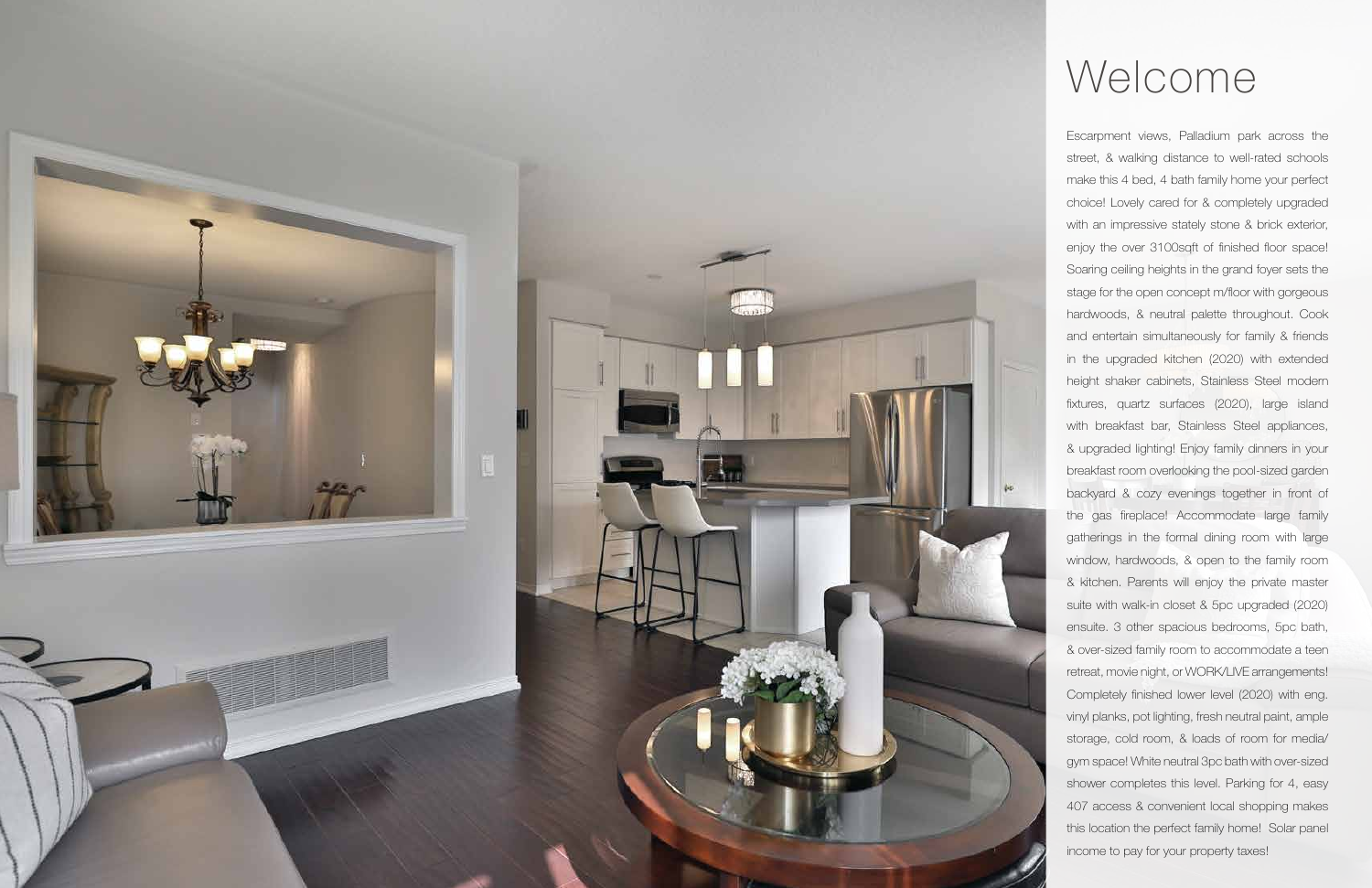# Welcome

Escarpment views, Palladium park across the street, & walking distance to well-rated schools make this 4 bed, 4 bath family home your perfect choice! Lovely cared for & completely upgraded with an impressive stately stone & brick exterior, enjoy the over 3100sqft of finished floor space! Soaring ceiling heights in the grand foyer sets the stage for the open concept m/floor with gorgeous hardwoods, & neutral palette throughout. Cook and entertain simultaneously for family & friends in the upgraded kitchen (2020) with extended height shaker cabinets, Stainless Steel modern fixtures, quartz surfaces (2020), large island with breakfast bar, Stainless Steel appliances, & upgraded lighting! Enjoy family dinners in your breakfast room overlooking the pool-sized garden backyard & cozy evenings together in front of the gas fireplace! Accommodate large family gatherings in the formal dining room with large window, hardwoods, & open to the family room & kitchen. Parents will enjoy the private master suite with walk-in closet & 5pc upgraded (2020) ensuite. 3 other spacious bedrooms, 5pc bath, & over-sized family room to accommodate a teen retreat, movie night, or WORK/LIVE arrangements! Completely finished lower level (2020) with eng. vinyl planks, pot lighting, fresh neutral paint, ample storage, cold room, & loads of room for media/gym space! White neutral 3pc bath with over-sized shower completes this level. Parking for 4, easy 407 access & convenient local shopping makes this location the perfect family home! Solar panel income to pay for your property taxes!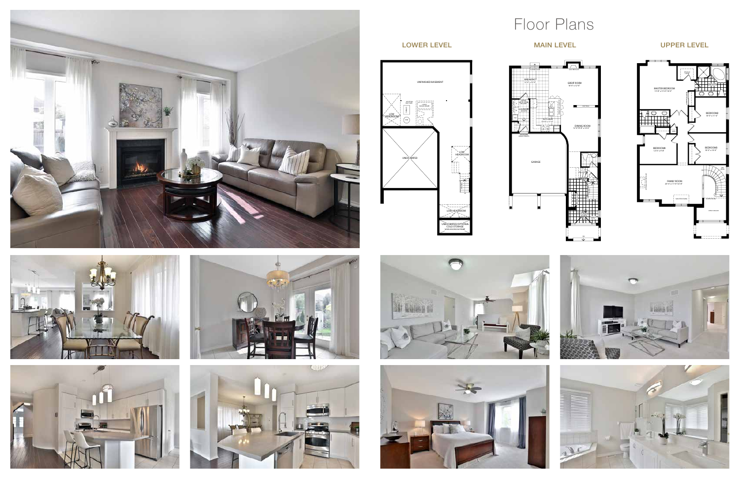# Floor Plans

## LOWER LEVEL

## MAIN LEVEL

## UPPER LEVEL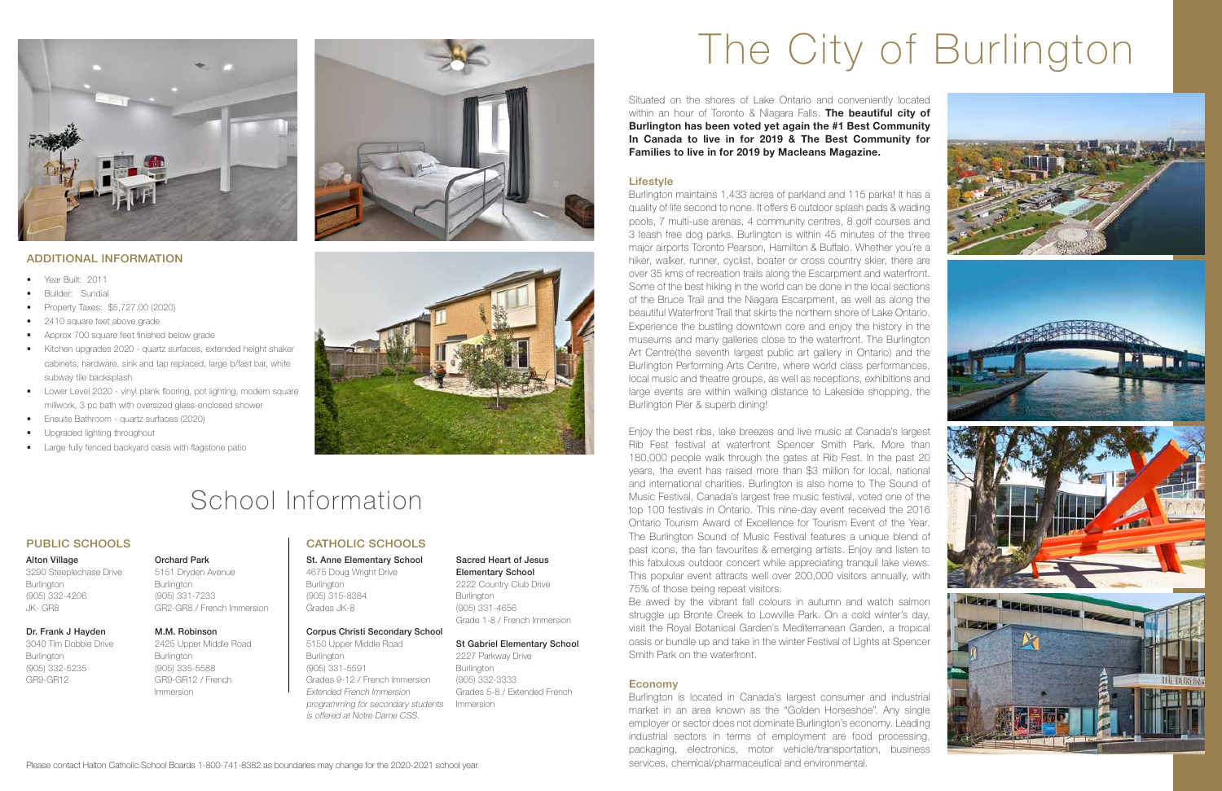## ADDITIONAL INFORMATION

- Year Built: 2011
- Builder: Sundial
- Property Taxes: $5,727.00 (2020)
- 2410 square feet above grade
- Approx 700 square feet finished below grade
- Kitchen upgrades 2020 - quartz surfaces, extended height shaker cabinets, hardware, sink and tap replaced, large b/fast bar, white subway tile backsplash
- Lower Level 2020 - vinyl plank flooring, pot lighting, modern square millwork, 3 pc bath with oversized glass-enclosed shower
- Ensuite Bathroom - quartz surfaces (2020)
- Upgraded lighting throughout
- Large fully fenced backyard oasis with flagstone patio

# School Information

## PUBLIC SCHOOLS

**Alton Village**
3290 Steeplechase Drive
Burlington
(905) 332-4206
JK- GR8

**Orchard Park**
5151 Dryden Avenue
Burlington
(905) 331-7233
GR2-GR8 / French Immersion

**Dr. Frank J Hayden**
3040 Tim Dobbie Drive
Burlington
(905) 332-5235
GR9-GR12

**M.M. Robinson**
2425 Upper Middle Road
Burlington
(905) 335-5588
GR9-GR12 / French Immersion

## CATHOLIC SCHOOLS

**St. Anne Elementary School**
4675 Doug Wright Drive
Burlington
(905) 315-8384
Grades JK-8

**Corpus Christi Secondary School**
5150 Upper Middle Road
Burlington
(905) 331-5591
Grades 9-12 / French Immersion
*Extended French Immersion programming for secondary students is offered at Notre Dame CSS.*

**Sacred Heart of Jesus Elementary School**
2222 Country Club Drive
Burlington
(905) 331-4656
Grade 1-8 / French Immersion

**St Gabriel Elementary School**
2227 Parkway Drive
Burlington
(905) 332-3333
Grades 5-8 / Extended French Immersion

Please contact Halton Catholic School Boards 1-800-741-8382 as boundaries may change for the 2020-2021 school year.

# The City of Burlington

Situated on the shores of Lake Ontario and conveniently located within an hour of Toronto & Niagara Falls. **The beautiful city of Burlington has been voted yet again the #1 Best Community In Canada to live in for 2019 & The Best Community for Families to live in for 2019 by Macleans Magazine.**

### Lifestyle

Burlington maintains 1,433 acres of parkland and 115 parks! It has a quality of life second to none. It offers 6 outdoor splash pads & wading pools, 7 multi-use arenas, 4 community centres, 8 golf courses and 3 leash free dog parks. Burlington is within 45 minutes of the three major airports Toronto Pearson, Hamilton & Buffalo. Whether you're a hiker, walker, runner, cyclist, boater or cross country skier, there are over 35 kms of recreation trails along the Escarpment and waterfront. Some of the best hiking in the world can be done in the local sections of the Bruce Trail and the Niagara Escarpment, as well as along the beautiful Waterfront Trail that skirts the northern shore of Lake Ontario. Experience the bustling downtown core and enjoy the history in the museums and many galleries close to the waterfront. The Burlington Art Centre(the seventh largest public art gallery in Ontario) and the Burlington Performing Arts Centre, where world class performances, local music and theatre groups, as well as receptions, exhibitions and large events are within walking distance to Lakeside shopping, the Burlington Pier & superb dining!

Enjoy the best ribs, lake breezes and live music at Canada's largest Rib Fest festival at waterfront Spencer Smith Park. More than 180,000 people walk through the gates at Rib Fest. In the past 20 years, the event has raised more than $3 million for local, national and international charities. Burlington is also home to The Sound of Music Festival, Canada's largest free music festival, voted one of the top 100 festivals in Ontario. This nine-day event received the 2016 Ontario Tourism Award of Excellence for Tourism Event of the Year. The Burlington Sound of Music Festival features a unique blend of past icons, the fan favourites & emerging artists. Enjoy and listen to this fabulous outdoor concert while appreciating tranquil lake views. This popular event attracts well over 200,000 visitors annually, with 75% of those being repeat visitors.
Be awed by the vibrant fall colours in autumn and watch salmon struggle up Bronte Creek to Lowville Park. On a cold winter's day, visit the Royal Botanical Garden's Mediterranean Garden, a tropical oasis or bundle up and take in the winter Festival of Lights at Spencer Smith Park on the waterfront.

### Economy

Burlington is located in Canada's largest consumer and industrial market in an area known as the "Golden Horseshoe". Any single employer or sector does not dominate Burlington's economy. Leading industrial sectors in terms of employment are food processing, packaging, electronics, motor vehicle/transportation, business services, chemical/pharmaceutical and environmental.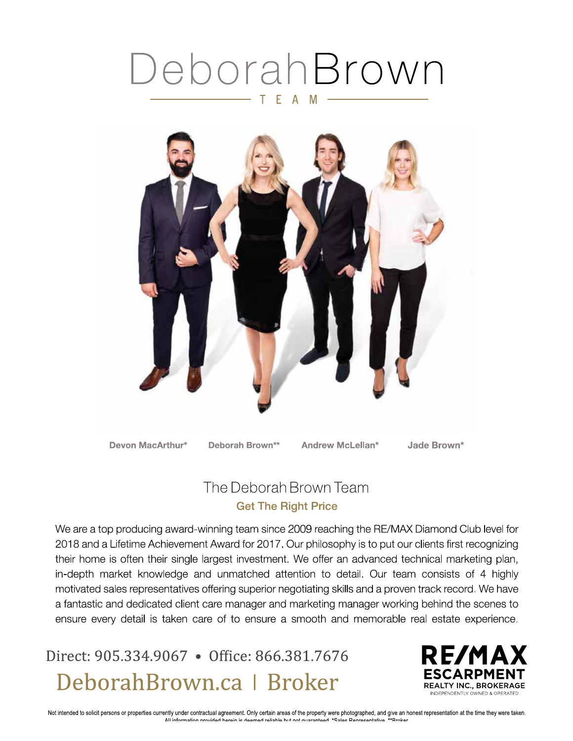# DeborahBrown

TEAM

Devon MacArthur* Deborah Brown** Andrew McLellan* Jade Brown*

## The Deborah Brown Team

**Get The Right Price**

We are a top producing award-winning team since 2009 reaching the RE/MAX Diamond Club level for 2018 and a Lifetime Achievement Award for 2017. Our philosophy is to put our clients first recognizing their home is often their single largest investment. We offer an advanced technical marketing plan, in-depth market knowledge and unmatched attention to detail. Our team consists of 4 highly motivated sales representatives offering superior negotiating skills and a proven track record. We have a fantastic and dedicated client care manager and marketing manager working behind the scenes to ensure every detail is taken care of to ensure a smooth and memorable real estate experience.

Direct: 905.334.9067 • Office: 866.381.7676

DeborahBrown.ca | Broker

RE/MAX ESCARPMENT REALTY INC., BROKERAGE
INDEPENDENTLY OWNED & OPERATED

Not intended to solicit persons or properties currently under contractual agreement. Only certain areas of the property were photographed, and give an honest representation at the time they were taken. All information provided herein is deemed reliable but not guaranteed. *Sales Representative **Broker